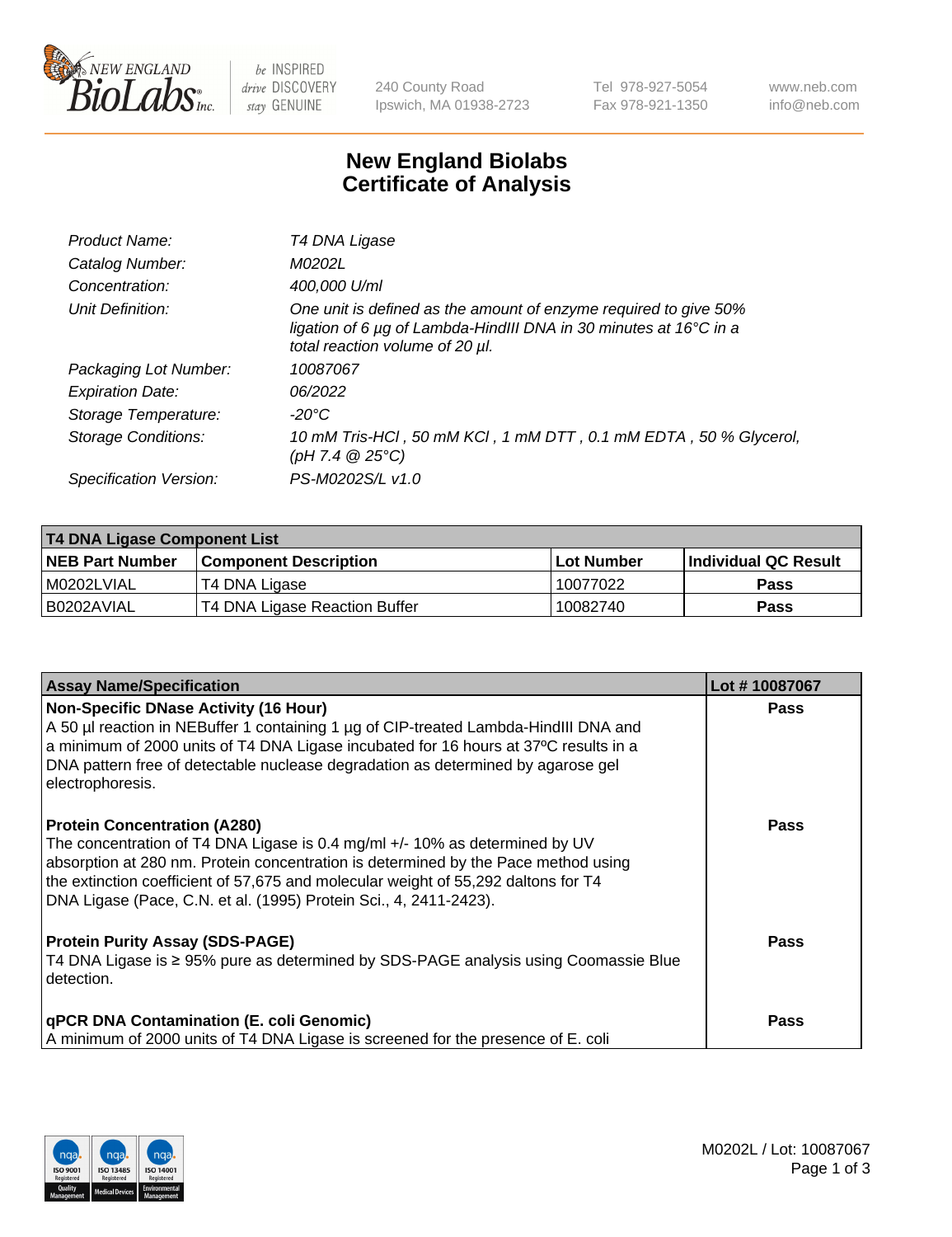# New England Biolabs Certificate of Analysis

| | |
|---|---|
| *Product Name:* | *T4 DNA Ligase* |
| *Catalog Number:* | *M0202L* |
| *Concentration:* | *400,000 U/ml* |
| *Unit Definition:* | *One unit is defined as the amount of enzyme required to give 50% ligation of 6 µg of Lambda-HindIII DNA in 30 minutes at 16°C in a total reaction volume of 20 µl.* |
| *Packaging Lot Number:* | *10087067* |
| *Expiration Date:* | *06/2022* |
| *Storage Temperature:* | *-20°C* |
| *Storage Conditions:* | *10 mM Tris-HCl , 50 mM KCl , 1 mM DTT , 0.1 mM EDTA , 50 % Glycerol, (pH 7.4 @ 25°C)* |
| *Specification Version:* | *PS-M0202S/L v1.0* |

| T4 DNA Ligase Component List | | | |
|---|---|---|---|
| **NEB Part Number** | **Component Description** | **Lot Number** | **Individual QC Result** |
| M0202LVIAL | T4 DNA Ligase | 10077022 | Pass |
| B0202AVIAL | T4 DNA Ligase Reaction Buffer | 10082740 | Pass |

| Assay Name/Specification | Lot # 10087067 |
|---|---|
| **Non-Specific DNase Activity (16 Hour)**<br>A 50 µl reaction in NEBuffer 1 containing 1 µg of CIP-treated Lambda-HindIII DNA and a minimum of 2000 units of T4 DNA Ligase incubated for 16 hours at 37ºC results in a DNA pattern free of detectable nuclease degradation as determined by agarose gel electrophoresis. | Pass |
| **Protein Concentration (A280)**<br>The concentration of T4 DNA Ligase is 0.4 mg/ml +/- 10% as determined by UV absorption at 280 nm. Protein concentration is determined by the Pace method using the extinction coefficient of 57,675 and molecular weight of 55,292 daltons for T4 DNA Ligase (Pace, C.N. et al. (1995) Protein Sci., 4, 2411-2423). | Pass |
| **Protein Purity Assay (SDS-PAGE)**<br>T4 DNA Ligase is ≥ 95% pure as determined by SDS-PAGE analysis using Coomassie Blue detection. | Pass |
| **qPCR DNA Contamination (E. coli Genomic)**<br>A minimum of 2000 units of T4 DNA Ligase is screened for the presence of E. coli | Pass |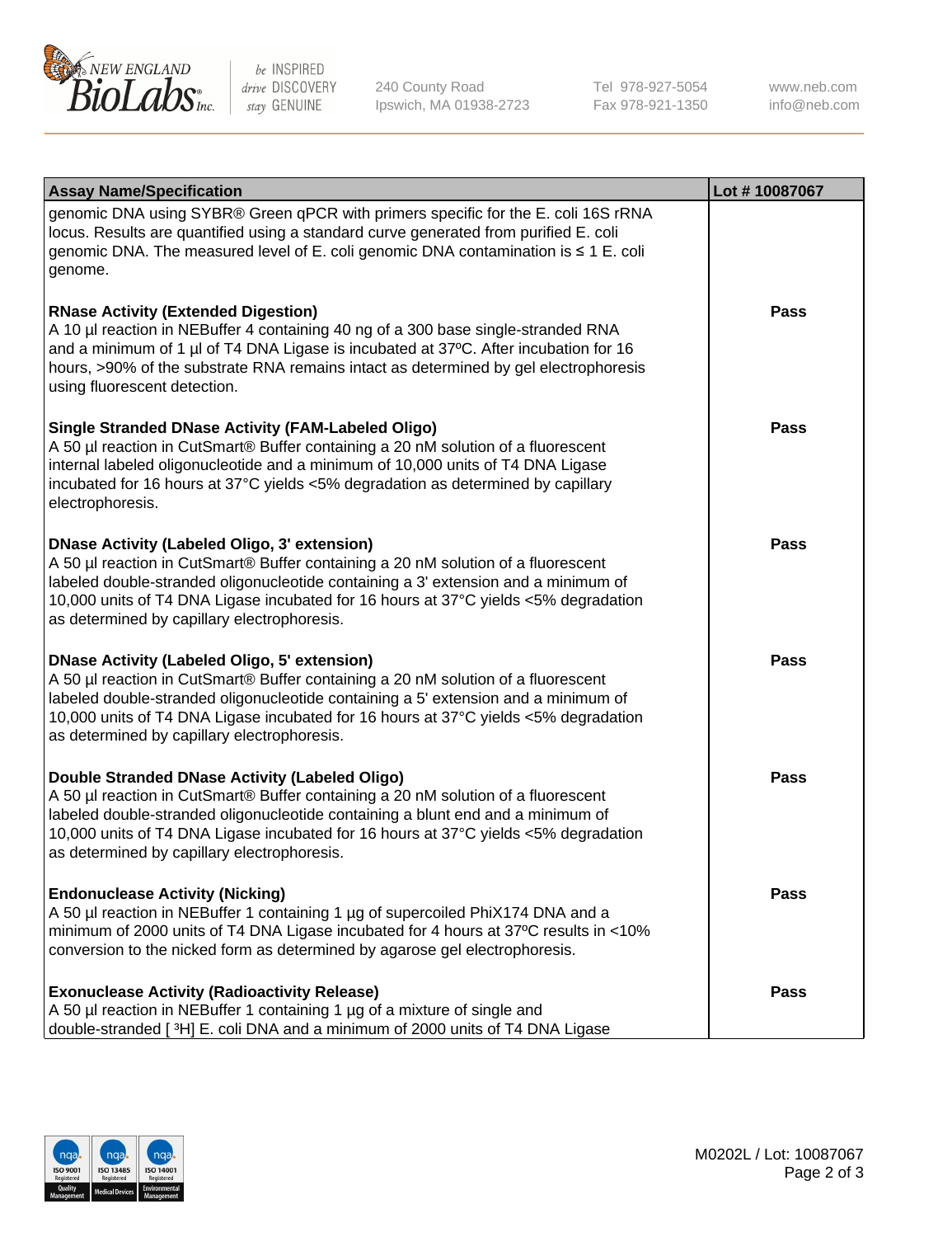| Assay Name/Specification | Lot # 10087067 |
| --- | --- |
| genomic DNA using SYBR® Green qPCR with primers specific for the E. coli 16S rRNA locus. Results are quantified using a standard curve generated from purified E. coli genomic DNA. The measured level of E. coli genomic DNA contamination is ≤ 1 E. coli genome. | |
| **RNase Activity (Extended Digestion)**<br>A 10 µl reaction in NEBuffer 4 containing 40 ng of a 300 base single-stranded RNA and a minimum of 1 µl of T4 DNA Ligase is incubated at 37ºC. After incubation for 16 hours, >90% of the substrate RNA remains intact as determined by gel electrophoresis using fluorescent detection. | **Pass** |
| **Single Stranded DNase Activity (FAM-Labeled Oligo)**<br>A 50 µl reaction in CutSmart® Buffer containing a 20 nM solution of a fluorescent internal labeled oligonucleotide and a minimum of 10,000 units of T4 DNA Ligase incubated for 16 hours at 37°C yields <5% degradation as determined by capillary electrophoresis. | **Pass** |
| **DNase Activity (Labeled Oligo, 3' extension)**<br>A 50 µl reaction in CutSmart® Buffer containing a 20 nM solution of a fluorescent labeled double-stranded oligonucleotide containing a 3' extension and a minimum of 10,000 units of T4 DNA Ligase incubated for 16 hours at 37°C yields <5% degradation as determined by capillary electrophoresis. | **Pass** |
| **DNase Activity (Labeled Oligo, 5' extension)**<br>A 50 µl reaction in CutSmart® Buffer containing a 20 nM solution of a fluorescent labeled double-stranded oligonucleotide containing a 5' extension and a minimum of 10,000 units of T4 DNA Ligase incubated for 16 hours at 37°C yields <5% degradation as determined by capillary electrophoresis. | **Pass** |
| **Double Stranded DNase Activity (Labeled Oligo)**<br>A 50 µl reaction in CutSmart® Buffer containing a 20 nM solution of a fluorescent labeled double-stranded oligonucleotide containing a blunt end and a minimum of 10,000 units of T4 DNA Ligase incubated for 16 hours at 37°C yields <5% degradation as determined by capillary electrophoresis. | **Pass** |
| **Endonuclease Activity (Nicking)**<br>A 50 µl reaction in NEBuffer 1 containing 1 µg of supercoiled PhiX174 DNA and a minimum of 2000 units of T4 DNA Ligase incubated for 4 hours at 37ºC results in <10% conversion to the nicked form as determined by agarose gel electrophoresis. | **Pass** |
| **Exonuclease Activity (Radioactivity Release)**<br>A 50 µl reaction in NEBuffer 1 containing 1 µg of a mixture of single and double-stranded [ $^3$H] E. coli DNA and a minimum of 2000 units of T4 DNA Ligase | **Pass** |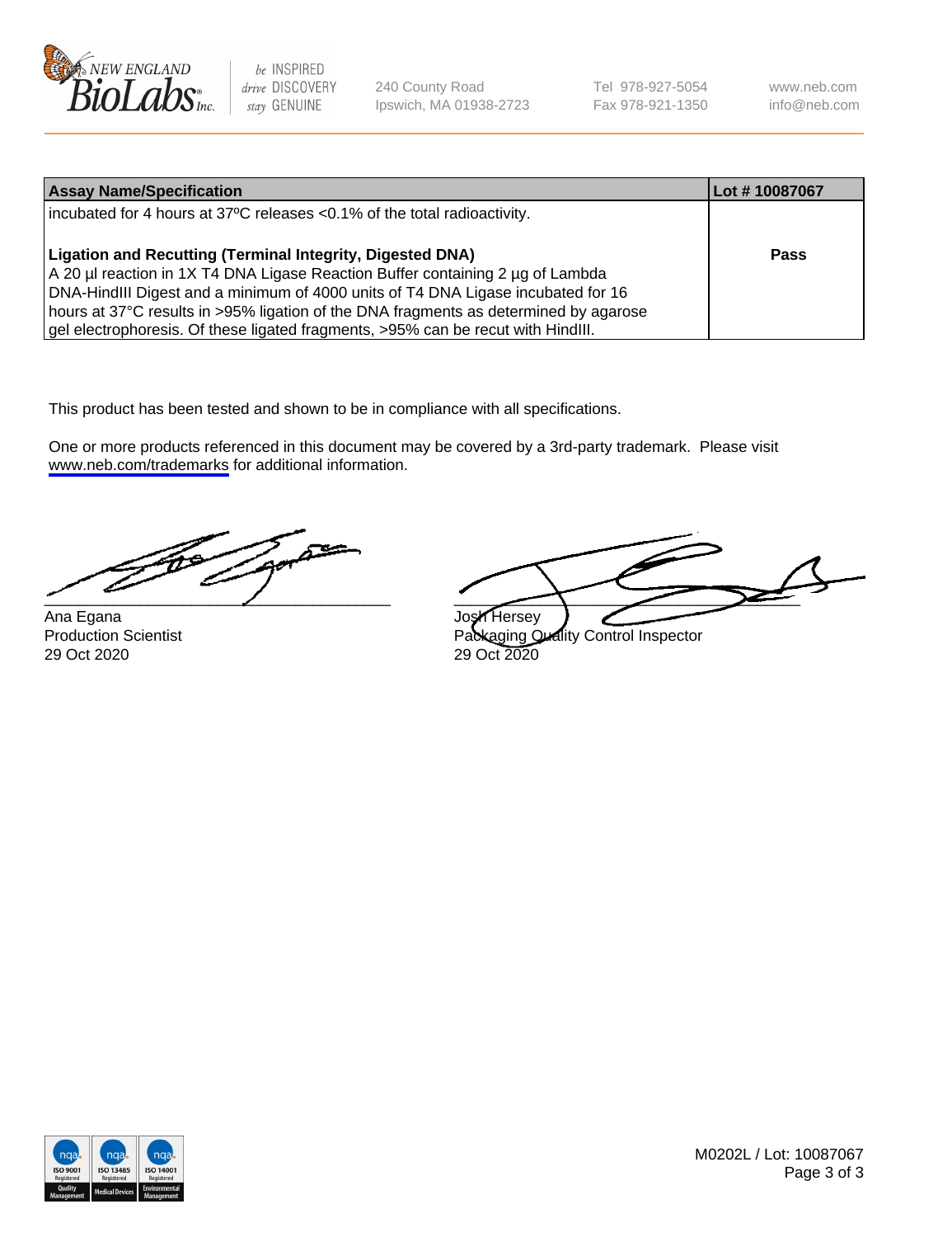| Assay Name/Specification | Lot # 10087067 |
|---|---|
| incubated for 4 hours at 37ºC releases <0.1% of the total radioactivity. | |
| **Ligation and Recutting (Terminal Integrity, Digested DNA)** A 20 µl reaction in 1X T4 DNA Ligase Reaction Buffer containing 2 µg of Lambda DNA-HindIII Digest and a minimum of 4000 units of T4 DNA Ligase incubated for 16 hours at 37°C results in >95% ligation of the DNA fragments as determined by agarose gel electrophoresis. Of these ligated fragments, >95% can be recut with HindIII. | **Pass** |

This product has been tested and shown to be in compliance with all specifications.

One or more products referenced in this document may be covered by a 3rd-party trademark. Please visit www.neb.com/trademarks for additional information.

Ana Egana
Production Scientist
29 Oct 2020

Josh Hersey
Packaging Quality Control Inspector
29 Oct 2020

M0202L / Lot: 10087067